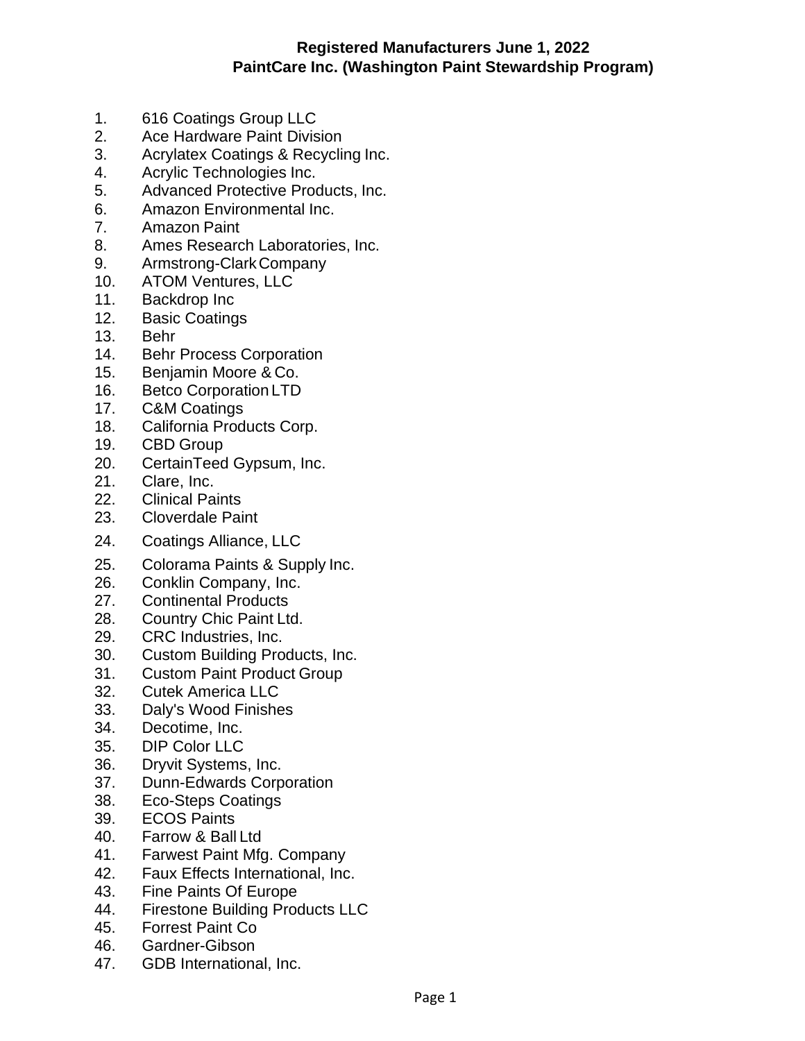**Registered Manufacturers June 1, 2022**
**PaintCare Inc. (Washington Paint Stewardship Program)**

1. 616 Coatings Group LLC
2. Ace Hardware Paint Division
3. Acrylatex Coatings & Recycling Inc.
4. Acrylic Technologies Inc.
5. Advanced Protective Products, Inc.
6. Amazon Environmental Inc.
7. Amazon Paint
8. Ames Research Laboratories, Inc.
9. Armstrong-Clark Company
10. ATOM Ventures, LLC
11. Backdrop Inc
12. Basic Coatings
13. Behr
14. Behr Process Corporation
15. Benjamin Moore & Co.
16. Betco Corporation LTD
17. C&M Coatings
18. California Products Corp.
19. CBD Group
20. CertainTeed Gypsum, Inc.
21. Clare, Inc.
22. Clinical Paints
23. Cloverdale Paint
24. Coatings Alliance, LLC
25. Colorama Paints & Supply Inc.
26. Conklin Company, Inc.
27. Continental Products
28. Country Chic Paint Ltd.
29. CRC Industries, Inc.
30. Custom Building Products, Inc.
31. Custom Paint Product Group
32. Cutek America LLC
33. Daly's Wood Finishes
34. Decotime, Inc.
35. DIP Color LLC
36. Dryvit Systems, Inc.
37. Dunn-Edwards Corporation
38. Eco-Steps Coatings
39. ECOS Paints
40. Farrow & Ball Ltd
41. Farwest Paint Mfg. Company
42. Faux Effects International, Inc.
43. Fine Paints Of Europe
44. Firestone Building Products LLC
45. Forrest Paint Co
46. Gardner-Gibson
47. GDB International, Inc.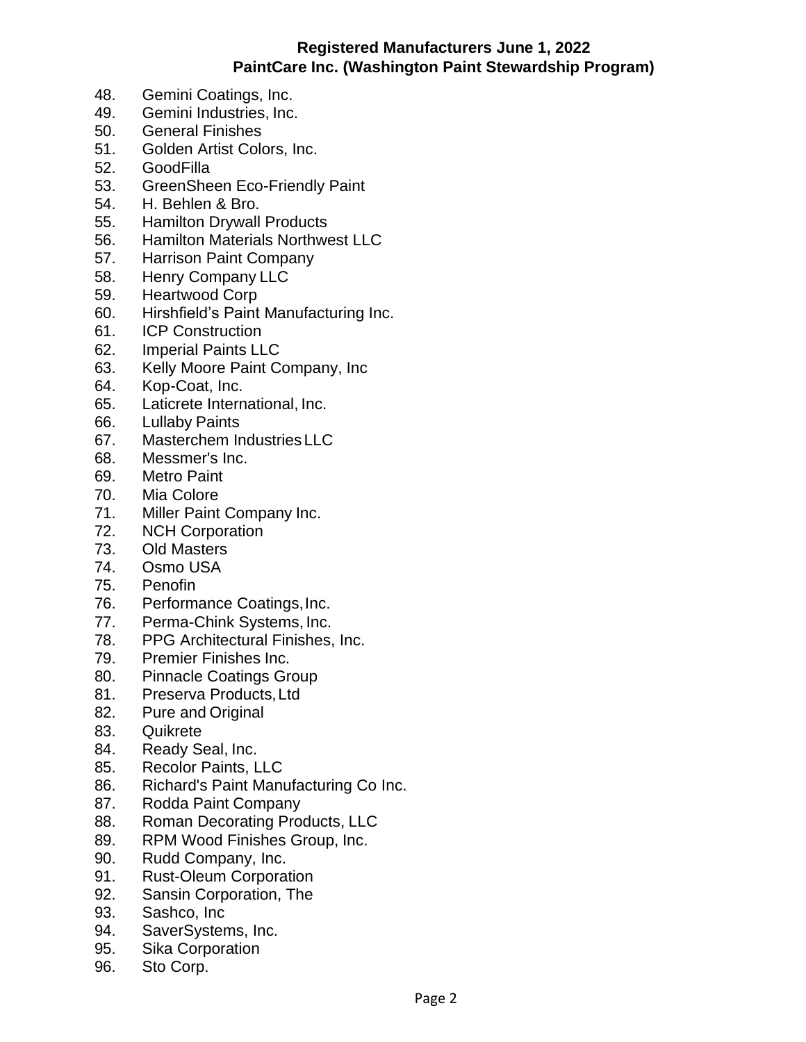**Registered Manufacturers June 1, 2022**
**PaintCare Inc. (Washington Paint Stewardship Program)**

48. Gemini Coatings, Inc.
49. Gemini Industries, Inc.
50. General Finishes
51. Golden Artist Colors, Inc.
52. GoodFilla
53. GreenSheen Eco-Friendly Paint
54. H. Behlen & Bro.
55. Hamilton Drywall Products
56. Hamilton Materials Northwest LLC
57. Harrison Paint Company
58. Henry Company LLC
59. Heartwood Corp
60. Hirshfield's Paint Manufacturing Inc.
61. ICP Construction
62. Imperial Paints LLC
63. Kelly Moore Paint Company, Inc
64. Kop-Coat, Inc.
65. Laticrete International, Inc.
66. Lullaby Paints
67. Masterchem Industries LLC
68. Messmer's Inc.
69. Metro Paint
70. Mia Colore
71. Miller Paint Company Inc.
72. NCH Corporation
73. Old Masters
74. Osmo USA
75. Penofin
76. Performance Coatings, Inc.
77. Perma-Chink Systems, Inc.
78. PPG Architectural Finishes, Inc.
79. Premier Finishes Inc.
80. Pinnacle Coatings Group
81. Preserva Products, Ltd
82. Pure and Original
83. Quikrete
84. Ready Seal, Inc.
85. Recolor Paints, LLC
86. Richard's Paint Manufacturing Co Inc.
87. Rodda Paint Company
88. Roman Decorating Products, LLC
89. RPM Wood Finishes Group, Inc.
90. Rudd Company, Inc.
91. Rust-Oleum Corporation
92. Sansin Corporation, The
93. Sashco, Inc
94. SaverSystems, Inc.
95. Sika Corporation
96. Sto Corp.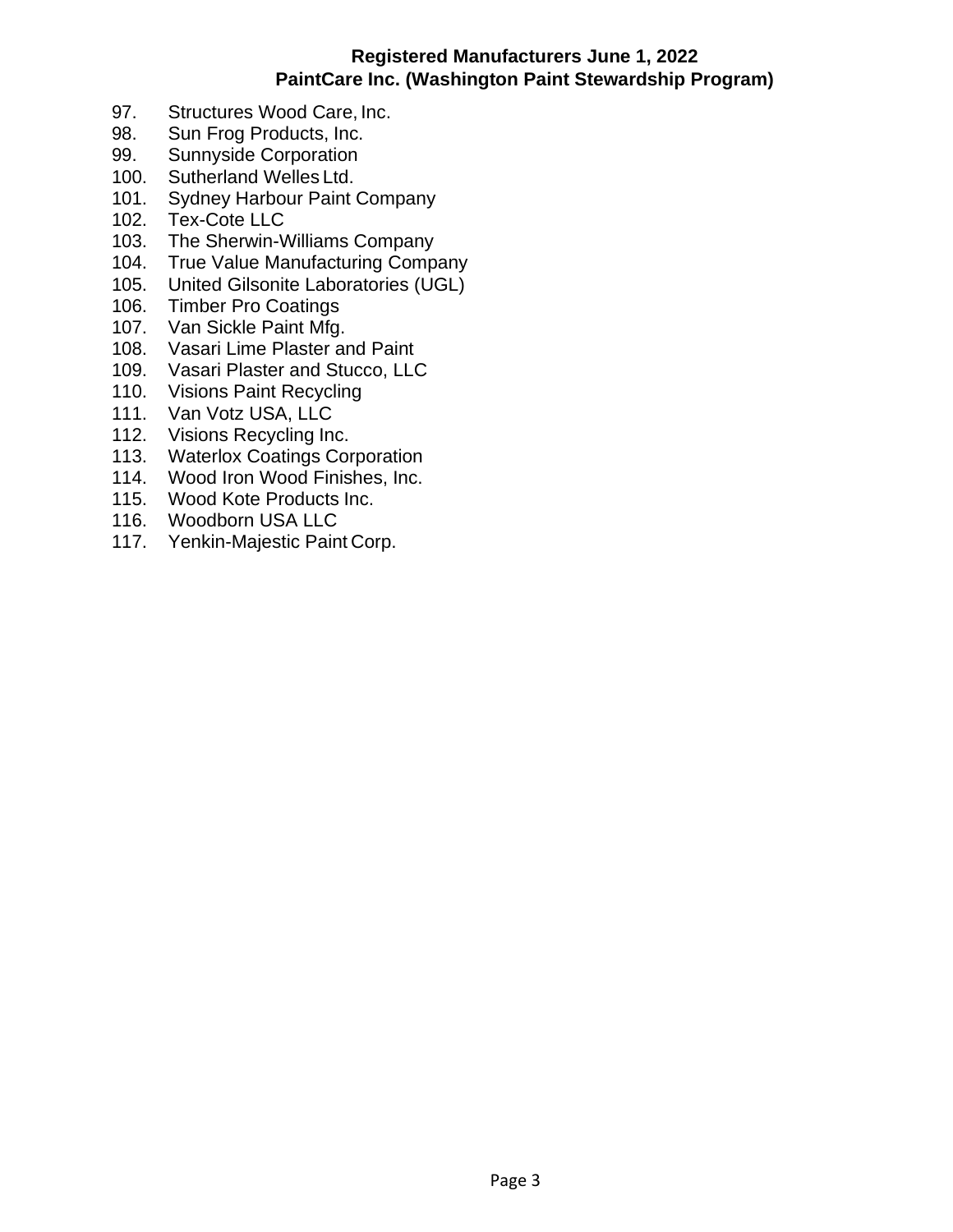97. Structures Wood Care, Inc.
98. Sun Frog Products, Inc.
99. Sunnyside Corporation
100. Sutherland Welles Ltd.
101. Sydney Harbour Paint Company
102. Tex-Cote LLC
103. The Sherwin-Williams Company
104. True Value Manufacturing Company
105. United Gilsonite Laboratories (UGL)
106. Timber Pro Coatings
107. Van Sickle Paint Mfg.
108. Vasari Lime Plaster and Paint
109. Vasari Plaster and Stucco, LLC
110. Visions Paint Recycling
111. Van Votz USA, LLC
112. Visions Recycling Inc.
113. Waterlox Coatings Corporation
114. Wood Iron Wood Finishes, Inc.
115. Wood Kote Products Inc.
116. Woodborn USA LLC
117. Yenkin-Majestic Paint Corp.